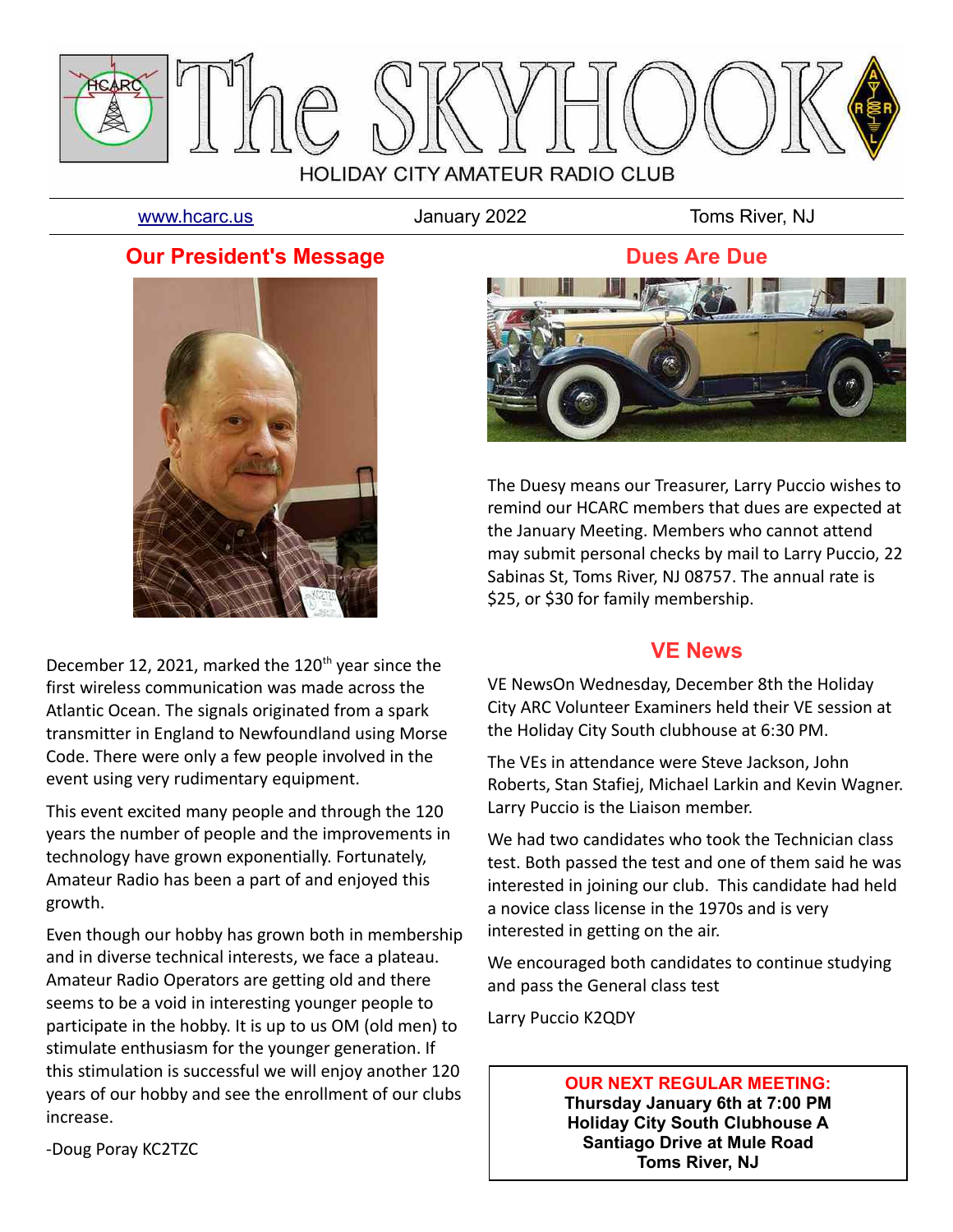# The SKYHOOK

HOLIDAY CITY AMATEUR RADIO CLUB

www.hcarc.us | January 2022 | Toms River, NJ

## Our President's Message

December 12, 2021, marked the 120th year since the first wireless communication was made across the Atlantic Ocean. The signals originated from a spark transmitter in England to Newfoundland using Morse Code. There were only a few people involved in the event using very rudimentary equipment.

This event excited many people and through the 120 years the number of people and the improvements in technology have grown exponentially. Fortunately, Amateur Radio has been a part of and enjoyed this growth.

Even though our hobby has grown both in membership and in diverse technical interests, we face a plateau. Amateur Radio Operators are getting old and there seems to be a void in interesting younger people to participate in the hobby. It is up to us OM (old men) to stimulate enthusiasm for the younger generation. If this stimulation is successful we will enjoy another 120 years of our hobby and see the enrollment of our clubs increase.

-Doug Poray KC2TZC

## Dues Are Due

The Duesy means our Treasurer, Larry Puccio wishes to remind our HCARC members that dues are expected at the January Meeting. Members who cannot attend may submit personal checks by mail to Larry Puccio, 22 Sabinas St, Toms River, NJ 08757. The annual rate is $25, or $30 for family membership.

## VE News

VE NewsOn Wednesday, December 8th the Holiday City ARC Volunteer Examiners held their VE session at the Holiday City South clubhouse at 6:30 PM.

The VEs in attendance were Steve Jackson, John Roberts, Stan Stafiej, Michael Larkin and Kevin Wagner. Larry Puccio is the Liaison member.

We had two candidates who took the Technician class test. Both passed the test and one of them said he was interested in joining our club. This candidate had held a novice class license in the 1970s and is very interested in getting on the air.

We encouraged both candidates to continue studying and pass the General class test

Larry Puccio K2QDY

**OUR NEXT REGULAR MEETING:**
**Thursday January 6th at 7:00 PM**
**Holiday City South Clubhouse A**
**Santiago Drive at Mule Road**
**Toms River, NJ**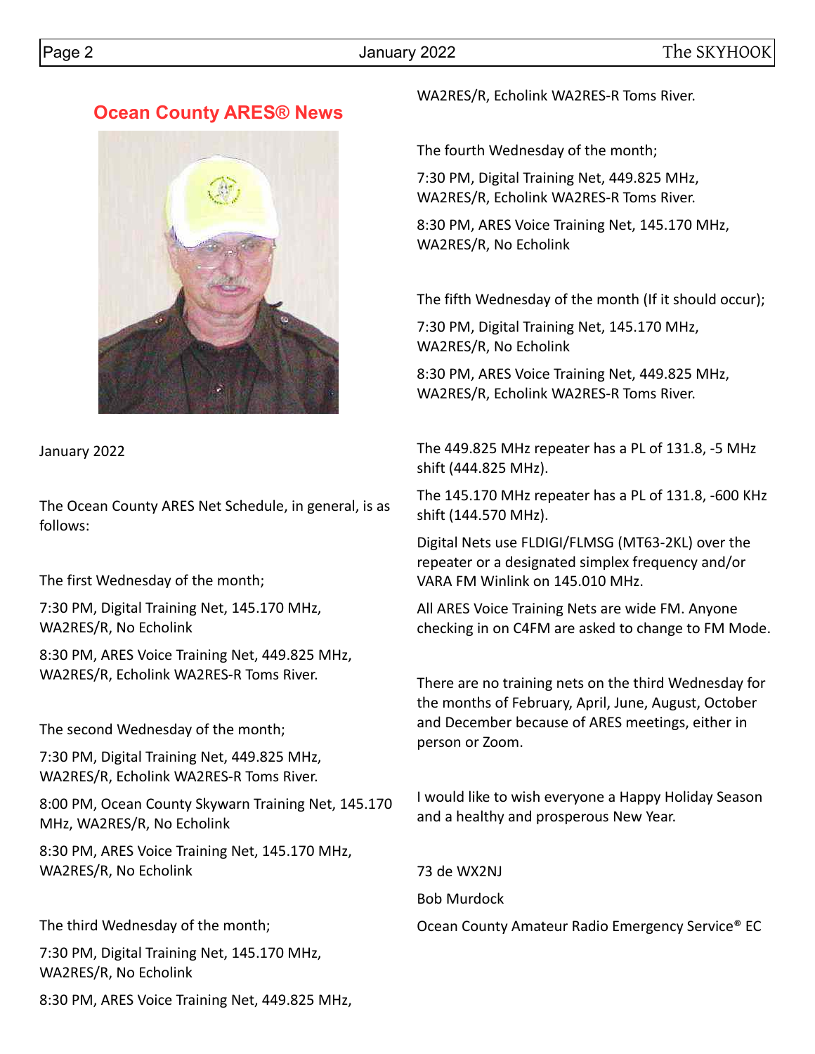## Ocean County ARES® News

January 2022

The Ocean County ARES Net Schedule, in general, is as follows:

The first Wednesday of the month;

7:30 PM, Digital Training Net, 145.170 MHz, WA2RES/R, No Echolink

8:30 PM, ARES Voice Training Net, 449.825 MHz, WA2RES/R, Echolink WA2RES-R Toms River.

The second Wednesday of the month;

7:30 PM, Digital Training Net, 449.825 MHz, WA2RES/R, Echolink WA2RES-R Toms River.

8:00 PM, Ocean County Skywarn Training Net, 145.170 MHz, WA2RES/R, No Echolink

8:30 PM, ARES Voice Training Net, 145.170 MHz, WA2RES/R, No Echolink

The third Wednesday of the month;

7:30 PM, Digital Training Net, 145.170 MHz, WA2RES/R, No Echolink

8:30 PM, ARES Voice Training Net, 449.825 MHz, WA2RES/R, Echolink WA2RES-R Toms River.

The fourth Wednesday of the month;

7:30 PM, Digital Training Net, 449.825 MHz, WA2RES/R, Echolink WA2RES-R Toms River.

8:30 PM, ARES Voice Training Net, 145.170 MHz, WA2RES/R, No Echolink

The fifth Wednesday of the month (If it should occur);

7:30 PM, Digital Training Net, 145.170 MHz, WA2RES/R, No Echolink

8:30 PM, ARES Voice Training Net, 449.825 MHz, WA2RES/R, Echolink WA2RES-R Toms River.

The 449.825 MHz repeater has a PL of 131.8, -5 MHz shift (444.825 MHz).

The 145.170 MHz repeater has a PL of 131.8, -600 KHz shift (144.570 MHz).

Digital Nets use FLDIGI/FLMSG (MT63-2KL) over the repeater or a designated simplex frequency and/or VARA FM Winlink on 145.010 MHz.

All ARES Voice Training Nets are wide FM. Anyone checking in on C4FM are asked to change to FM Mode.

There are no training nets on the third Wednesday for the months of February, April, June, August, October and December because of ARES meetings, either in person or Zoom.

I would like to wish everyone a Happy Holiday Season and a healthy and prosperous New Year.

73 de WX2NJ

Bob Murdock

Ocean County Amateur Radio Emergency Service® EC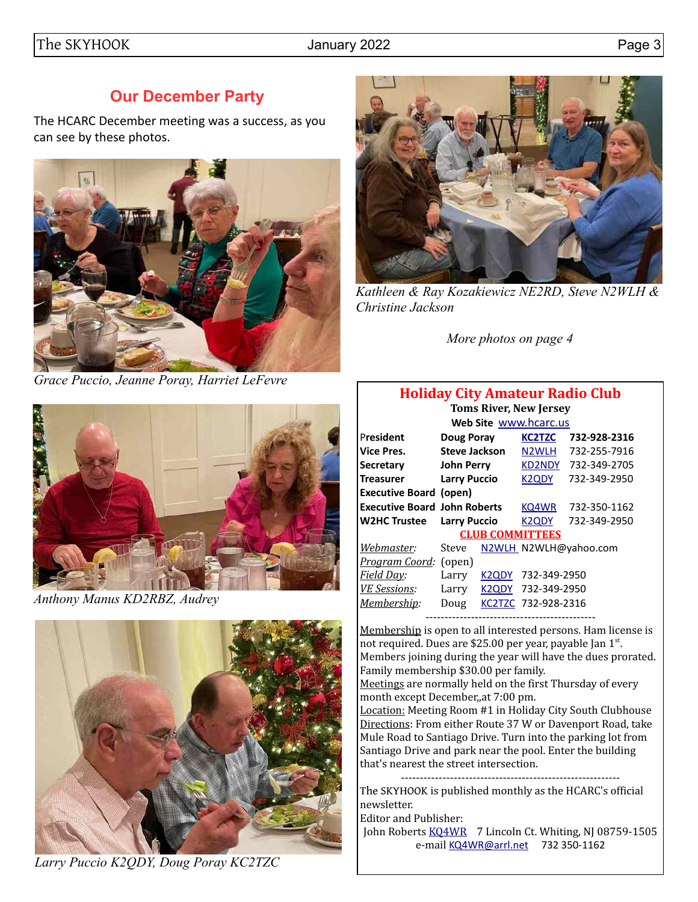## Our December Party

The HCARC December meeting was a success, as you can see by these photos.

*Grace Puccio, Jeanne Poray, Harriet LeFevre*

*Anthony Manus KD2RBZ, Audrey*

*Larry Puccio K2QDY, Doug Poray KC2TZC*

*Kathleen & Ray Kozakiewicz NE2RD, Steve N2WLH & Christine Jackson*

*More photos on page 4*

## Holiday City Amateur Radio Club

**Toms River, New Jersey**

**Web Site** www.hcarc.us

| | | | |
|---|---|---|---|
| **President** | **Doug Poray** | **KC2TZC** | **732-928-2316** |
| **Vice Pres.** | **Steve Jackson** | N2WLH | 732-255-7916 |
| **Secretary** | **John Perry** | KD2NDY | 732-349-2705 |
| **Treasurer** | **Larry Puccio** | K2QDY | 732-349-2950 |
| **Executive Board** | **(open)** | | |
| **Executive Board** | **John Roberts** | KQ4WR | 732-350-1162 |
| **W2HC Trustee** | **Larry Puccio** | K2QDY | 732-349-2950 |

**CLUB COMMITTEES**

| | | | |
|---|---|---|---|
| *Webmaster:* | Steve | N2WLH | N2WLH@yahoo.com |
| *Program Coord:* | (open) | | |
| *Field Day:* | Larry | K2QDY | 732-349-2950 |
| *VE Sessions:* | Larry | K2QDY | 732-349-2950 |
| *Membership:* | Doug | KC2TZC | 732-928-2316 |

---

Membership is open to all interested persons. Ham license is not required. Dues are $25.00 per year, payable Jan 1st. Members joining during the year will have the dues prorated. Family membership $30.00 per family.

Meetings are normally held on the first Thursday of every month except December,,at 7:00 pm.

Location: Meeting Room #1 in Holiday City South Clubhouse

Directions: From either Route 37 W or Davenport Road, take Mule Road to Santiago Drive. Turn into the parking lot from Santiago Drive and park near the pool. Enter the building that's nearest the street intersection.

---

The SKYHOOK is published monthly as the HCARC's official newsletter.

Editor and Publisher:

John Roberts KQ4WR 7 Lincoln Ct. Whiting, NJ 08759-1505

e-mail KQ4WR@arrl.net 732 350-1162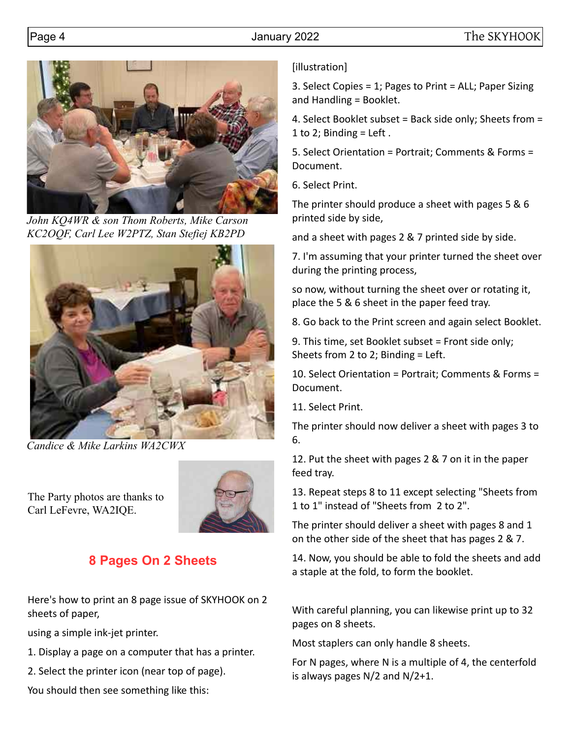*John KQ4WR & son Thom Roberts, Mike Carson KC2OQF, Carl Lee W2PTZ, Stan Stefiej KB2PD*

*Candice & Mike Larkins WA2CWX*

The Party photos are thanks to Carl LeFevre, WA2IQE.

## 8 Pages On 2 Sheets

Here's how to print an 8 page issue of SKYHOOK on 2 sheets of paper,

using a simple ink-jet printer.

1. Display a page on a computer that has a printer.

2. Select the printer icon (near top of page).

You should then see something like this:

[illustration]

3. Select Copies = 1; Pages to Print = ALL; Paper Sizing and Handling = Booklet.

4. Select Booklet subset = Back side only; Sheets from = 1 to 2; Binding = Left .

5. Select Orientation = Portrait; Comments & Forms = Document.

6. Select Print.

The printer should produce a sheet with pages 5 & 6 printed side by side,

and a sheet with pages 2 & 7 printed side by side.

7. I'm assuming that your printer turned the sheet over during the printing process,

so now, without turning the sheet over or rotating it, place the 5 & 6 sheet in the paper feed tray.

8. Go back to the Print screen and again select Booklet.

9. This time, set Booklet subset = Front side only; Sheets from 2 to 2; Binding = Left.

10. Select Orientation = Portrait; Comments & Forms = Document.

11. Select Print.

The printer should now deliver a sheet with pages 3 to 6.

12. Put the sheet with pages 2 & 7 on it in the paper feed tray.

13. Repeat steps 8 to 11 except selecting "Sheets from 1 to 1" instead of "Sheets from 2 to 2".

The printer should deliver a sheet with pages 8 and 1 on the other side of the sheet that has pages 2 & 7.

14. Now, you should be able to fold the sheets and add a staple at the fold, to form the booklet.

With careful planning, you can likewise print up to 32 pages on 8 sheets.

Most staplers can only handle 8 sheets.

For N pages, where N is a multiple of 4, the centerfold is always pages N/2 and N/2+1.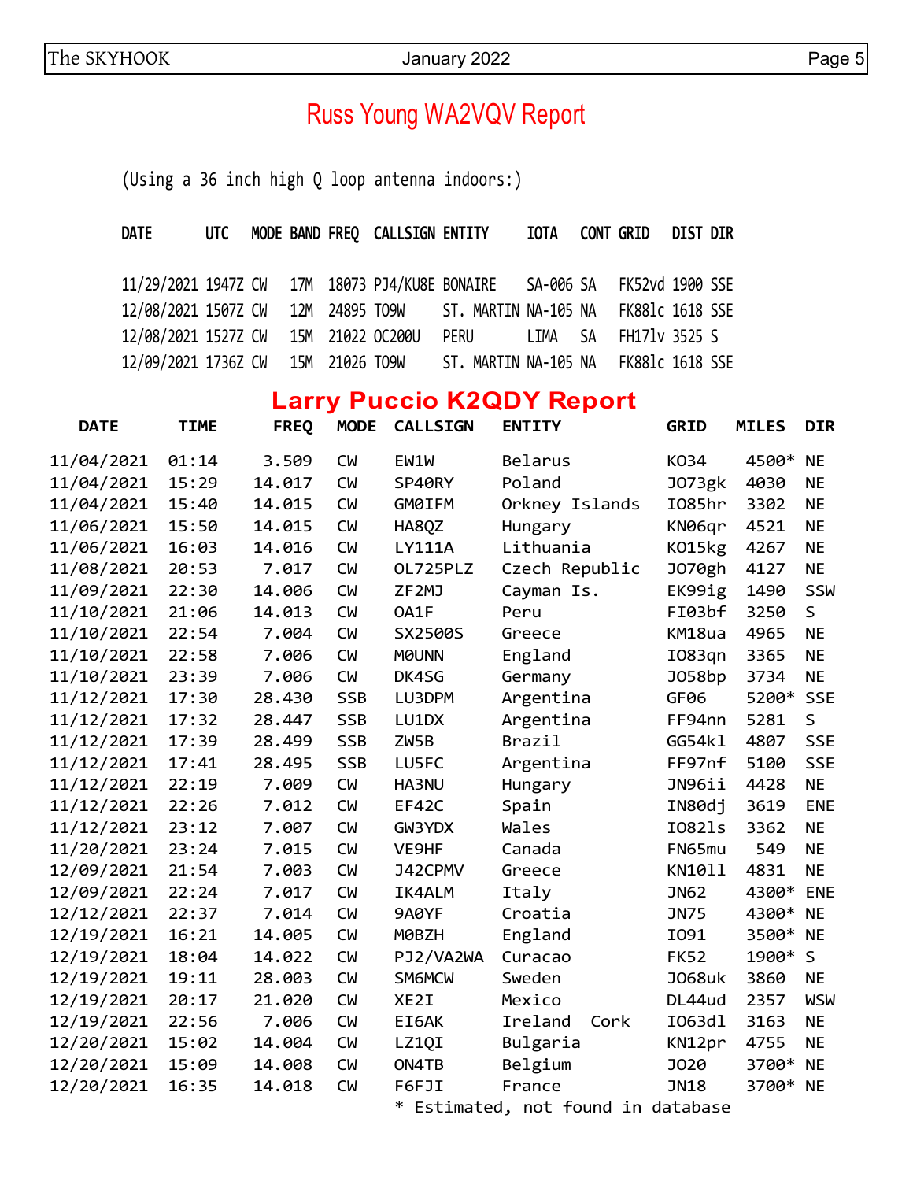# Russ Young WA2VQV Report

(Using a 36 inch high Q loop antenna indoors:)

| DATE | UTC | MODE | BAND | FREQ | CALLSIGN | ENTITY | IOTA | CONT | GRID | DIST | DIR |
|---|---|---|---|---|---|---|---|---|---|---|---|
| 11/29/2021 | 1947Z | CW | 17M | 18073 | PJ4/KU8E | BONAIRE | SA-006 | SA | FK52vd | 1900 | SSE |
| 12/08/2021 | 1507Z | CW | 12M | 24895 | TO9W | ST. MARTIN | NA-105 | NA | FK88lc | 1618 | SSE |
| 12/08/2021 | 1527Z | CW | 15M | 21022 | OC200U | PERU | LIMA | SA | FH17lv | 3525 | S |
| 12/09/2021 | 1736Z | CW | 15M | 21026 | TO9W | ST. MARTIN | NA-105 | NA | FK88lc | 1618 | SSE |

# Larry Puccio K2QDY Report

| DATE | TIME | FREQ | MODE | CALLSIGN | ENTITY | GRID | MILES | DIR |
|---|---|---|---|---|---|---|---|---|
| 11/04/2021 | 01:14 | 3.509 | CW | EW1W | Belarus | KO34 | 4500* | NE |
| 11/04/2021 | 15:29 | 14.017 | CW | SP40RY | Poland | JO73gk | 4030 | NE |
| 11/04/2021 | 15:40 | 14.015 | CW | GM0IFM | Orkney Islands | IO85hr | 3302 | NE |
| 11/06/2021 | 15:50 | 14.015 | CW | HA8QZ | Hungary | KN06qr | 4521 | NE |
| 11/06/2021 | 16:03 | 14.016 | CW | LY111A | Lithuania | KO15kg | 4267 | NE |
| 11/08/2021 | 20:53 | 7.017 | CW | OL725PLZ | Czech Republic | JO70gh | 4127 | NE |
| 11/09/2021 | 22:30 | 14.006 | CW | ZF2MJ | Cayman Is. | EK99ig | 1490 | SSW |
| 11/10/2021 | 21:06 | 14.013 | CW | OA1F | Peru | FI03bf | 3250 | S |
| 11/10/2021 | 22:54 | 7.004 | CW | SX2500S | Greece | KM18ua | 4965 | NE |
| 11/10/2021 | 22:58 | 7.006 | CW | M0UNN | England | IO83qn | 3365 | NE |
| 11/10/2021 | 23:39 | 7.006 | CW | DK4SG | Germany | JO58bp | 3734 | NE |
| 11/12/2021 | 17:30 | 28.430 | SSB | LU3DPM | Argentina | GF06 | 5200* | SSE |
| 11/12/2021 | 17:32 | 28.447 | SSB | LU1DX | Argentina | FF94nn | 5281 | S |
| 11/12/2021 | 17:39 | 28.499 | SSB | ZW5B | Brazil | GG54kl | 4807 | SSE |
| 11/12/2021 | 17:41 | 28.495 | SSB | LU5FC | Argentina | FF97nf | 5100 | SSE |
| 11/12/2021 | 22:19 | 7.009 | CW | HA3NU | Hungary | JN96ii | 4428 | NE |
| 11/12/2021 | 22:26 | 7.012 | CW | EF42C | Spain | IN80dj | 3619 | ENE |
| 11/12/2021 | 23:12 | 7.007 | CW | GW3YDX | Wales | IO82ls | 3362 | NE |
| 11/20/2021 | 23:24 | 7.015 | CW | VE9HF | Canada | FN65mu | 549 | NE |
| 12/09/2021 | 21:54 | 7.003 | CW | J42CPMV | Greece | KN10ll | 4831 | NE |
| 12/09/2021 | 22:24 | 7.017 | CW | IK4ALM | Italy | JN62 | 4300* | ENE |
| 12/12/2021 | 22:37 | 7.014 | CW | 9A0YF | Croatia | JN75 | 4300* | NE |
| 12/19/2021 | 16:21 | 14.005 | CW | M0BZH | England | IO91 | 3500* | NE |
| 12/19/2021 | 18:04 | 14.022 | CW | PJ2/VA2WA | Curacao | FK52 | 1900* | S |
| 12/19/2021 | 19:11 | 28.003 | CW | SM6MCW | Sweden | JO68uk | 3860 | NE |
| 12/19/2021 | 20:17 | 21.020 | CW | XE2I | Mexico | DL44ud | 2357 | WSW |
| 12/19/2021 | 22:56 | 7.006 | CW | EI6AK | Ireland Cork | IO63dl | 3163 | NE |
| 12/20/2021 | 15:02 | 14.004 | CW | LZ1QI | Bulgaria | KN12pr | 4755 | NE |
| 12/20/2021 | 15:09 | 14.008 | CW | ON4TB | Belgium | JO20 | 3700* | NE |
| 12/20/2021 | 16:35 | 14.018 | CW | F6FJI | France | JN18 | 3700* | NE |

* Estimated, not found in database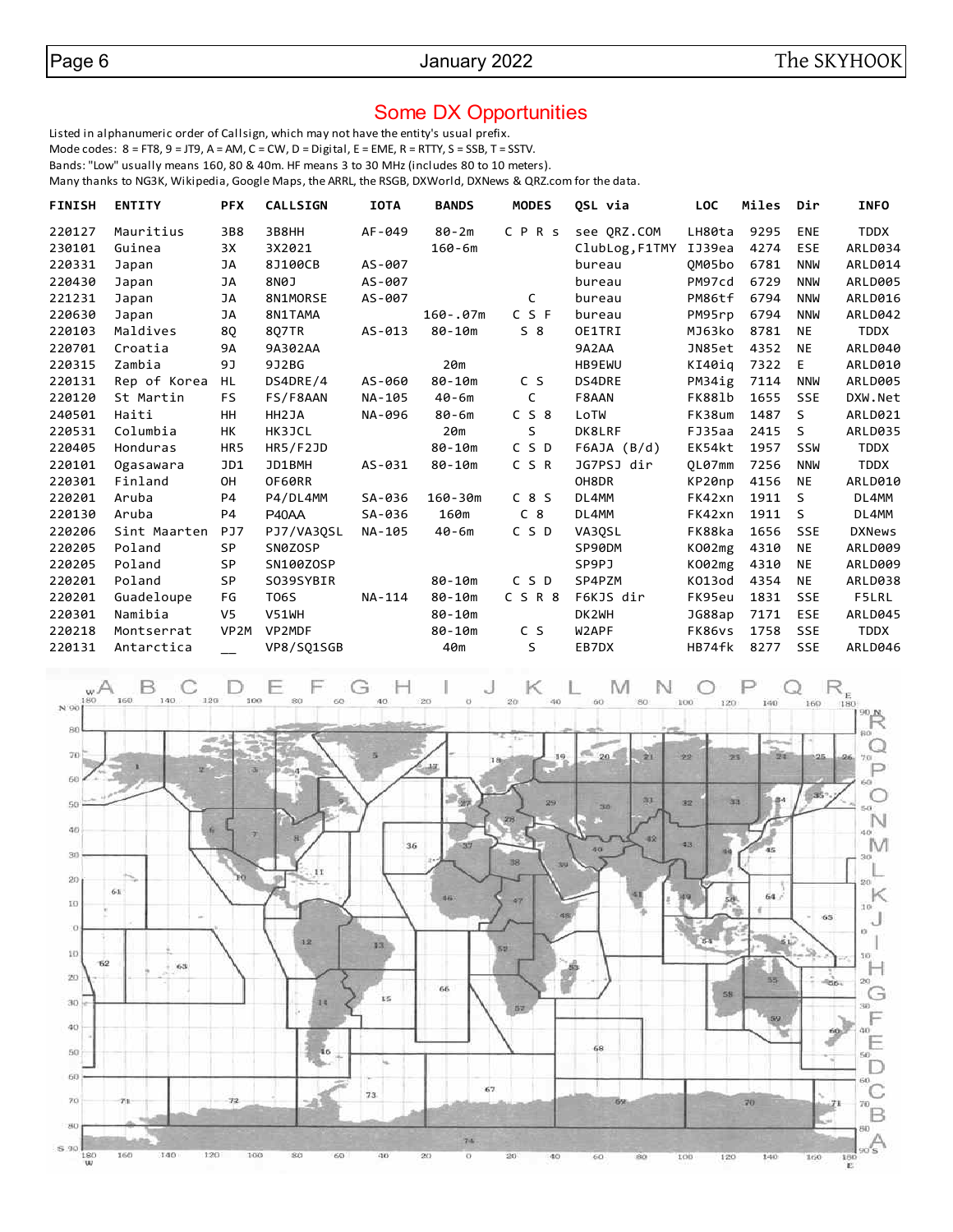## Some DX Opportunities

Listed in alphanumeric order of Callsign, which may not have the entity's usual prefix.
Mode codes: 8 = FT8, 9 = JT9, A = AM, C = CW, D = Digital, E = EME, R = RTTY, S = SSB, T = SSTV.
Bands: "Low" usually means 160, 80 & 40m. HF means 3 to 30 MHz (includes 80 to 10 meters).
Many thanks to NG3K, Wikipedia, Google Maps, the ARRL, the RSGB, DXWorld, DXNews & QRZ.com for the data.

| FINISH | ENTITY | PFX | CALLSIGN | IOTA | BANDS | MODES | QSL via | LOC | Miles | Dir | INFO |
|---|---|---|---|---|---|---|---|---|---|---|---|
| 220127 | Mauritius | 3B8 | 3B8HH | AF-049 | 80-2m | C P R s | see QRZ.COM | LH80ta | 9295 | ENE | TDDX |
| 230101 | Guinea | 3X | 3X2021 | | 160-6m | | ClubLog,F1TMY | IJ39ea | 4274 | ESE | ARLD034 |
| 220331 | Japan | JA | 8J100CB | AS-007 | | | bureau | QM05bo | 6781 | NNW | ARLD014 |
| 220430 | Japan | JA | 8N0J | AS-007 | | | bureau | PM97cd | 6729 | NNW | ARLD005 |
| 221231 | Japan | JA | 8N1MORSE | AS-007 | | C | bureau | PM86tf | 6794 | NNW | ARLD016 |
| 220630 | Japan | JA | 8N1TAMA | | 160-.07m | C S F | bureau | PM95rp | 6794 | NNW | ARLD042 |
| 220103 | Maldives | 8Q | 8Q7TR | AS-013 | 80-10m | S 8 | OE1TRI | MJ63ko | 8781 | NE | TDDX |
| 220701 | Croatia | 9A | 9A302AA | | | | 9A2AA | JN85et | 4352 | NE | ARLD040 |
| 220315 | Zambia | 9J | 9J2BG | | 20m | | HB9EWU | KI40iq | 7322 | E | ARLD010 |
| 220131 | Rep of Korea | HL | DS4DRE/4 | AS-060 | 80-10m | C S | DS4DRE | PM34ig | 7114 | NNW | ARLD005 |
| 220120 | St Martin | FS | FS/F8AAN | NA-105 | 40-6m | C | F8AAN | FK88lb | 1655 | SSE | DXW.Net |
| 240501 | Haiti | HH | HH2JA | NA-096 | 80-6m | C S 8 | LoTW | FK38um | 1487 | S | ARLD021 |
| 220531 | Columbia | HK | HK3JCL | | 20m | S | DK8LRF | FJ35aa | 2415 | S | ARLD035 |
| 220405 | Honduras | HR5 | HR5/F2JD | | 80-10m | C S D | F6AJA (B/d) | EK54kt | 1957 | SSW | TDDX |
| 220101 | Ogasawara | JD1 | JD1BMH | AS-031 | 80-10m | C S R | JG7PSJ dir | QL07mm | 7256 | NNW | TDDX |
| 220301 | Finland | OH | OF60RR | | | | OH8DR | KP20np | 4156 | NE | ARLD010 |
| 220201 | Aruba | P4 | P4/DL4MM | SA-036 | 160-30m | C 8 S | DL4MM | FK42xn | 1911 | S | DL4MM |
| 220130 | Aruba | P4 | P40AA | SA-036 | 160m | C 8 | DL4MM | FK42xn | 1911 | S | DL4MM |
| 220206 | Sint Maarten | PJ7 | PJ7/VA3QSL | NA-105 | 40-6m | C S D | VA3QSL | FK88ka | 1656 | SSE | DXNews |
| 220205 | Poland | SP | SN0ZOSP | | | | SP9ODM | KO02mg | 4310 | NE | ARLD009 |
| 220205 | Poland | SP | SN100ZOSP | | | | SP9PJ | KO02mg | 4310 | NE | ARLD009 |
| 220201 | Poland | SP | SO39SYBIR | | 80-10m | C S D | SP4PZM | KO13od | 4354 | NE | ARLD038 |
| 220201 | Guadeloupe | FG | TO6S | NA-114 | 80-10m | C S R 8 | F6KJS dir | FK95eu | 1831 | SSE | F5LRL |
| 220301 | Namibia | V5 | V51WH | | 80-10m | | DK2WH | JG88ap | 7171 | ESE | ARLD045 |
| 220218 | Montserrat | VP2M | VP2MDF | | 80-10m | C S | W2APF | FK86vs | 1758 | SSE | TDDX |
| 220131 | Antarctica | __ | VP8/SQ1SGB | | 40m | S | EB7DX | HB74fk | 8277 | SSE | ARLD046 |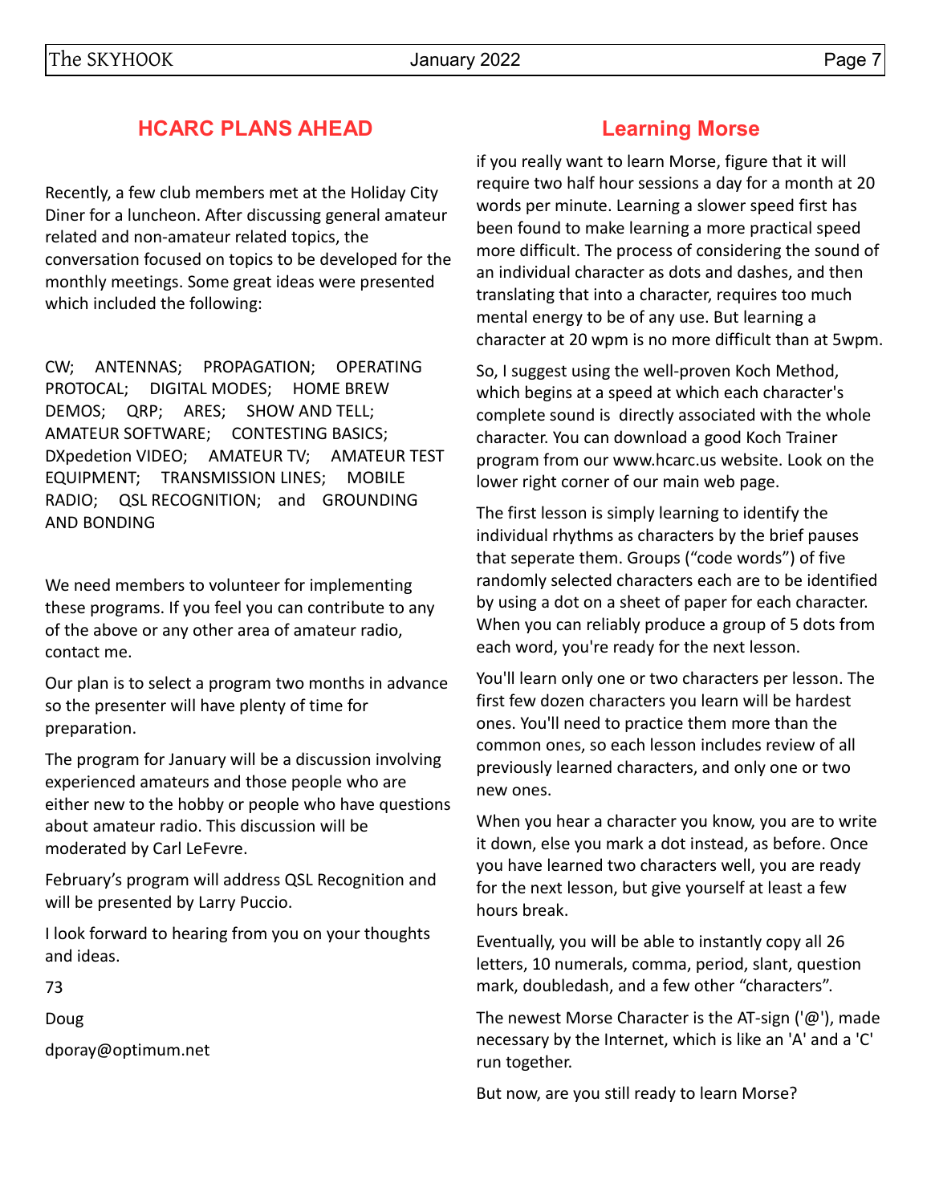## HCARC PLANS AHEAD

Recently, a few club members met at the Holiday City Diner for a luncheon. After discussing general amateur related and non-amateur related topics, the conversation focused on topics to be developed for the monthly meetings. Some great ideas were presented which included the following:

CW; ANTENNAS; PROPAGATION; OPERATING PROTOCAL; DIGITAL MODES; HOME BREW DEMOS; QRP; ARES; SHOW AND TELL; AMATEUR SOFTWARE; CONTESTING BASICS; DXpedetion VIDEO; AMATEUR TV; AMATEUR TEST EQUIPMENT; TRANSMISSION LINES; MOBILE RADIO; QSL RECOGNITION; and GROUNDING AND BONDING

We need members to volunteer for implementing these programs. If you feel you can contribute to any of the above or any other area of amateur radio, contact me.

Our plan is to select a program two months in advance so the presenter will have plenty of time for preparation.

The program for January will be a discussion involving experienced amateurs and those people who are either new to the hobby or people who have questions about amateur radio. This discussion will be moderated by Carl LeFevre.

February's program will address QSL Recognition and will be presented by Larry Puccio.

I look forward to hearing from you on your thoughts and ideas.

73

Doug

dporay@optimum.net

## Learning Morse

if you really want to learn Morse, figure that it will require two half hour sessions a day for a month at 20 words per minute. Learning a slower speed first has been found to make learning a more practical speed more difficult. The process of considering the sound of an individual character as dots and dashes, and then translating that into a character, requires too much mental energy to be of any use. But learning a character at 20 wpm is no more difficult than at 5wpm.

So, I suggest using the well-proven Koch Method, which begins at a speed at which each character's complete sound is directly associated with the whole character. You can download a good Koch Trainer program from our www.hcarc.us website. Look on the lower right corner of our main web page.

The first lesson is simply learning to identify the individual rhythms as characters by the brief pauses that seperate them. Groups ("code words") of five randomly selected characters each are to be identified by using a dot on a sheet of paper for each character. When you can reliably produce a group of 5 dots from each word, you're ready for the next lesson.

You'll learn only one or two characters per lesson. The first few dozen characters you learn will be hardest ones. You'll need to practice them more than the common ones, so each lesson includes review of all previously learned characters, and only one or two new ones.

When you hear a character you know, you are to write it down, else you mark a dot instead, as before. Once you have learned two characters well, you are ready for the next lesson, but give yourself at least a few hours break.

Eventually, you will be able to instantly copy all 26 letters, 10 numerals, comma, period, slant, question mark, doubledash, and a few other "characters".

The newest Morse Character is the AT-sign ('@'), made necessary by the Internet, which is like an 'A' and a 'C' run together.

But now, are you still ready to learn Morse?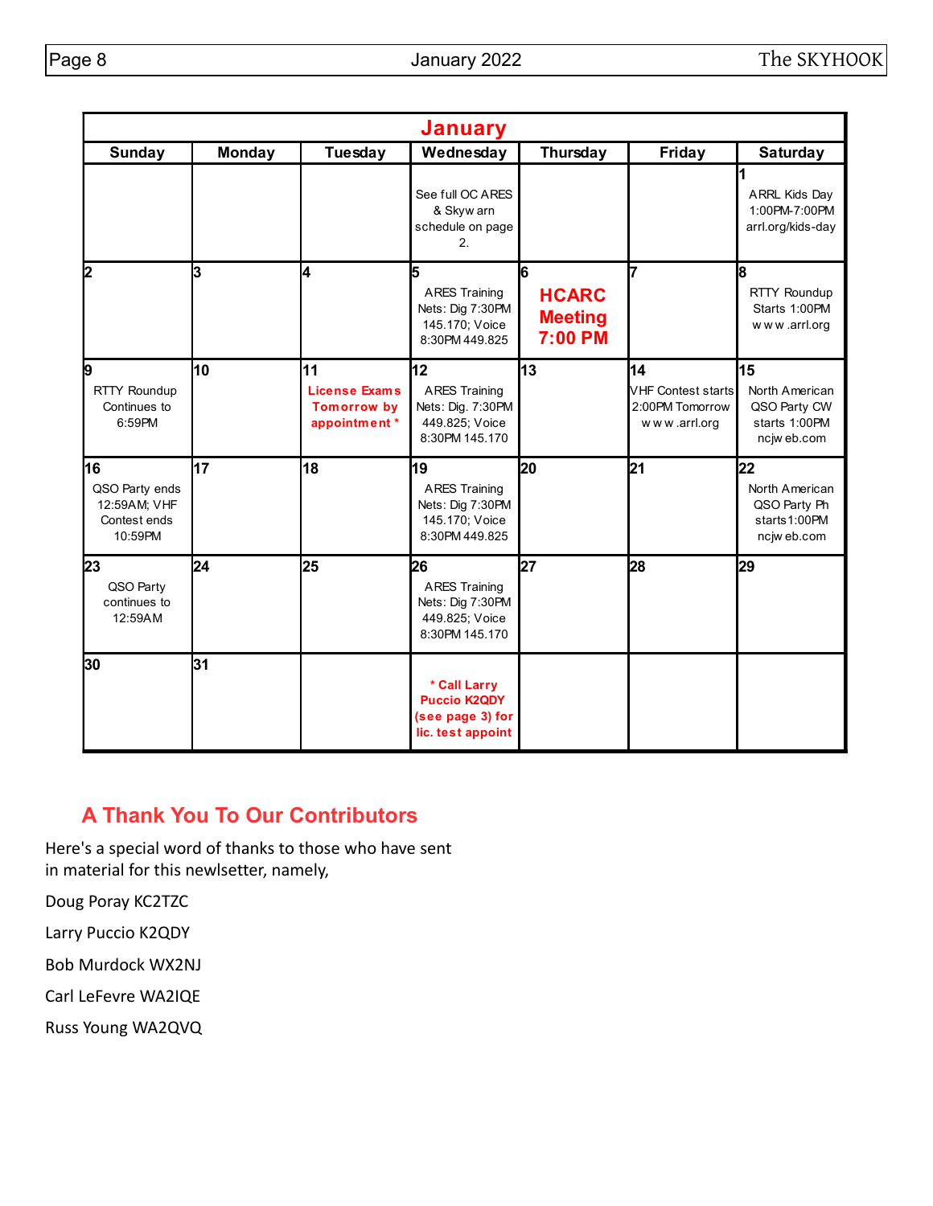## January

| Sunday | Monday | Tuesday | Wednesday | Thursday | Friday | Saturday |
|---|---|---|---|---|---|---|
| | | | See full OC ARES & Skywarn schedule on page 2. | | | 1 ARRL Kids Day 1:00PM-7:00PM arrl.org/kids-day |
| 2 | 3 | 4 | 5 ARES Training Nets: Dig 7:30PM 145.170; Voice 8:30PM 449.825 | 6 **HCARC Meeting 7:00 PM** | 7 | 8 RTTY Roundup Starts 1:00PM www.arrl.org |
| 9 RTTY Roundup Continues to 6:59PM | 10 | 11 **License Exams Tomorrow by appointment *** | 12 ARES Training Nets: Dig. 7:30PM 449.825; Voice 8:30PM 145.170 | 13 | 14 VHF Contest starts 2:00PM Tomorrow www.arrl.org | 15 North American QSO Party CW starts 1:00PM ncjweb.com |
| 16 QSO Party ends 12:59AM; VHF Contest ends 10:59PM | 17 | 18 | 19 ARES Training Nets: Dig 7:30PM 145.170; Voice 8:30PM 449.825 | 20 | 21 | 22 North American QSO Party Ph starts 1:00PM ncjweb.com |
| 23 QSO Party continues to 12:59AM | 24 | 25 | 26 ARES Training Nets: Dig 7:30PM 449.825; Voice 8:30PM 145.170 | 27 | 28 | 29 |
| 30 | 31 | | **\* Call Larry Puccio K2QDY (see page 3) for lic. test appoint** | | | |

## A Thank You To Our Contributors

Here's a special word of thanks to those who have sent in material for this newlsetter, namely,

Doug Poray KC2TZC

Larry Puccio K2QDY

Bob Murdock WX2NJ

Carl LeFevre WA2IQE

Russ Young WA2QVQ